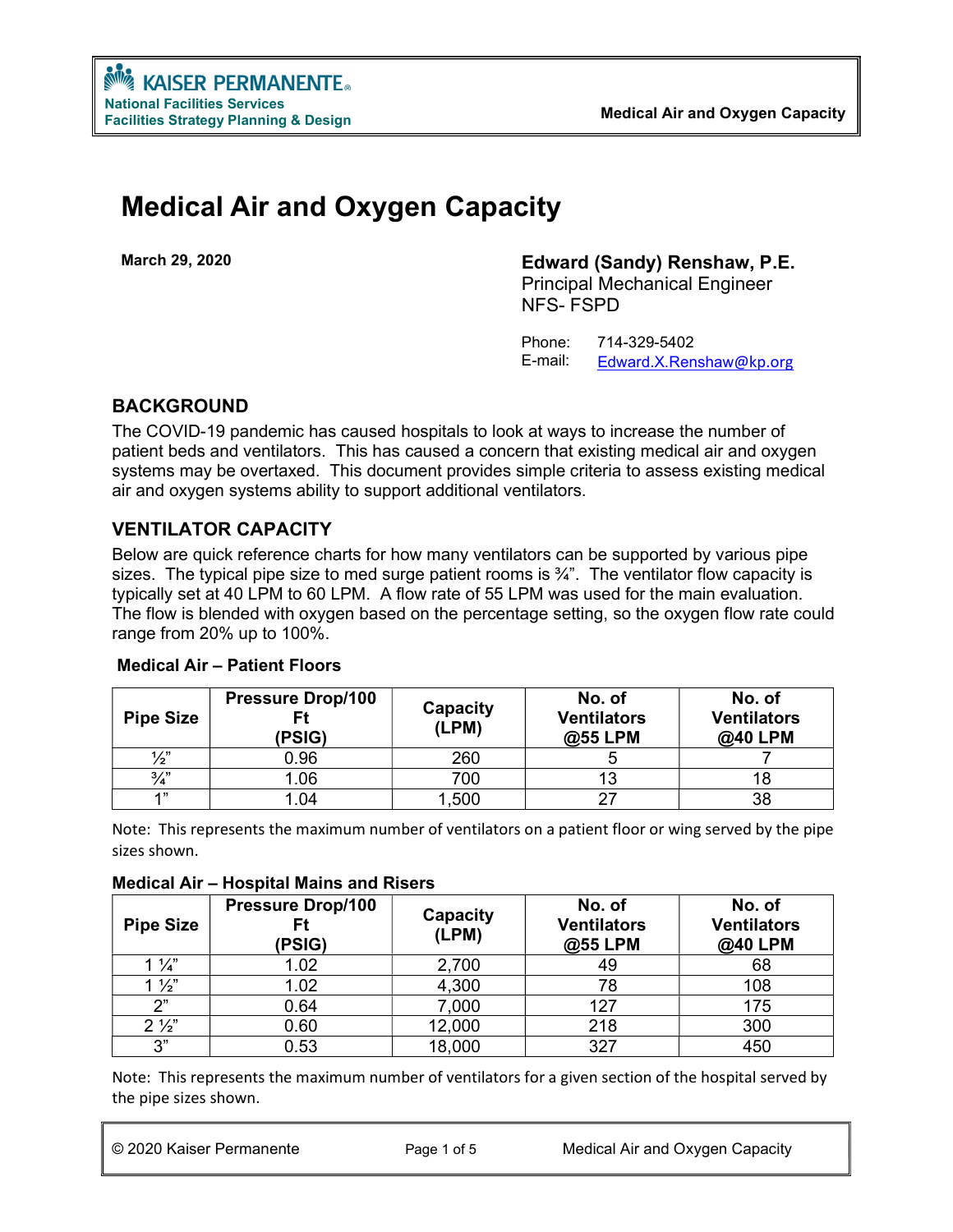# Medical Air and Oxygen Capacity

**March 29, 2020**

**Edward (Sandy) Renshaw, P.E.**
Principal Mechanical Engineer
NFS- FSPD

Phone: 714-329-5402
E-mail: Edward.X.Renshaw@kp.org

## BACKGROUND

The COVID-19 pandemic has caused hospitals to look at ways to increase the number of patient beds and ventilators. This has caused a concern that existing medical air and oxygen systems may be overtaxed. This document provides simple criteria to assess existing medical air and oxygen systems ability to support additional ventilators.

## VENTILATOR CAPACITY

Below are quick reference charts for how many ventilators can be supported by various pipe sizes. The typical pipe size to med surge patient rooms is ¾". The ventilator flow capacity is typically set at 40 LPM to 60 LPM. A flow rate of 55 LPM was used for the main evaluation. The flow is blended with oxygen based on the percentage setting, so the oxygen flow rate could range from 20% up to 100%.

**Medical Air – Patient Floors**

| Pipe Size | Pressure Drop/100 Ft (PSIG) | Capacity (LPM) | No. of Ventilators @55 LPM | No. of Ventilators @40 LPM |
|---|---|---|---|---|
| ½" | 0.96 | 260 | 5 | 7 |
| ¾" | 1.06 | 700 | 13 | 18 |
| 1" | 1.04 | 1,500 | 27 | 38 |

Note: This represents the maximum number of ventilators on a patient floor or wing served by the pipe sizes shown.

**Medical Air – Hospital Mains and Risers**

| Pipe Size | Pressure Drop/100 Ft (PSIG) | Capacity (LPM) | No. of Ventilators @55 LPM | No. of Ventilators @40 LPM |
|---|---|---|---|---|
| 1 ¼" | 1.02 | 2,700 | 49 | 68 |
| 1 ½" | 1.02 | 4,300 | 78 | 108 |
| 2" | 0.64 | 7,000 | 127 | 175 |
| 2 ½" | 0.60 | 12,000 | 218 | 300 |
| 3" | 0.53 | 18,000 | 327 | 450 |

Note: This represents the maximum number of ventilators for a given section of the hospital served by the pipe sizes shown.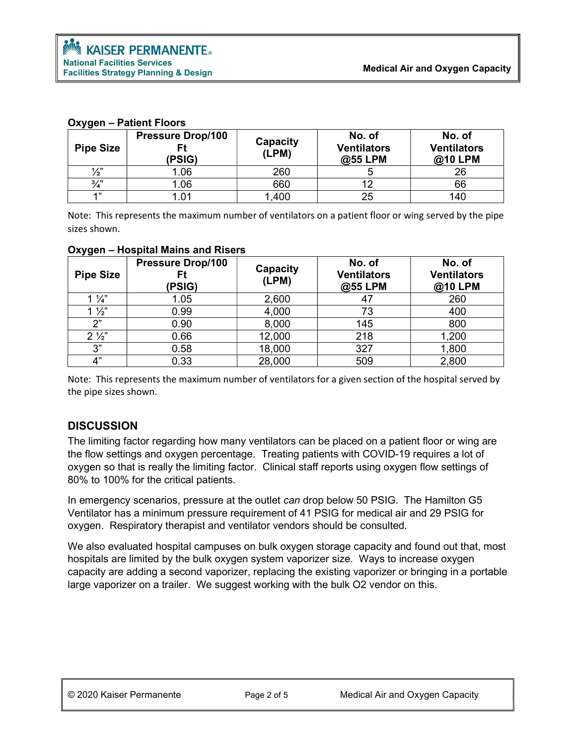**Oxygen – Patient Floors**

| Pipe Size | Pressure Drop/100 Ft (PSIG) | Capacity (LPM) | No. of Ventilators @55 LPM | No. of Ventilators @10 LPM |
|---|---|---|---|---|
| ½" | 1.06 | 260 | 5 | 26 |
| ¾" | 1.06 | 660 | 12 | 66 |
| 1" | 1.01 | 1,400 | 25 | 140 |

Note: This represents the maximum number of ventilators on a patient floor or wing served by the pipe sizes shown.

**Oxygen – Hospital Mains and Risers**

| Pipe Size | Pressure Drop/100 Ft (PSIG) | Capacity (LPM) | No. of Ventilators @55 LPM | No. of Ventilators @10 LPM |
|---|---|---|---|---|
| 1 ¼" | 1.05 | 2,600 | 47 | 260 |
| 1 ½" | 0.99 | 4,000 | 73 | 400 |
| 2" | 0.90 | 8,000 | 145 | 800 |
| 2 ½" | 0.66 | 12,000 | 218 | 1,200 |
| 3" | 0.58 | 18,000 | 327 | 1,800 |
| 4" | 0.33 | 28,000 | 509 | 2,800 |

Note: This represents the maximum number of ventilators for a given section of the hospital served by the pipe sizes shown.

## DISCUSSION

The limiting factor regarding how many ventilators can be placed on a patient floor or wing are the flow settings and oxygen percentage. Treating patients with COVID-19 requires a lot of oxygen so that is really the limiting factor. Clinical staff reports using oxygen flow settings of 80% to 100% for the critical patients.

In emergency scenarios, pressure at the outlet *can* drop below 50 PSIG. The Hamilton G5 Ventilator has a minimum pressure requirement of 41 PSIG for medical air and 29 PSIG for oxygen. Respiratory therapist and ventilator vendors should be consulted.

We also evaluated hospital campuses on bulk oxygen storage capacity and found out that, most hospitals are limited by the bulk oxygen system vaporizer size. Ways to increase oxygen capacity are adding a second vaporizer, replacing the existing vaporizer or bringing in a portable large vaporizer on a trailer. We suggest working with the bulk O2 vendor on this.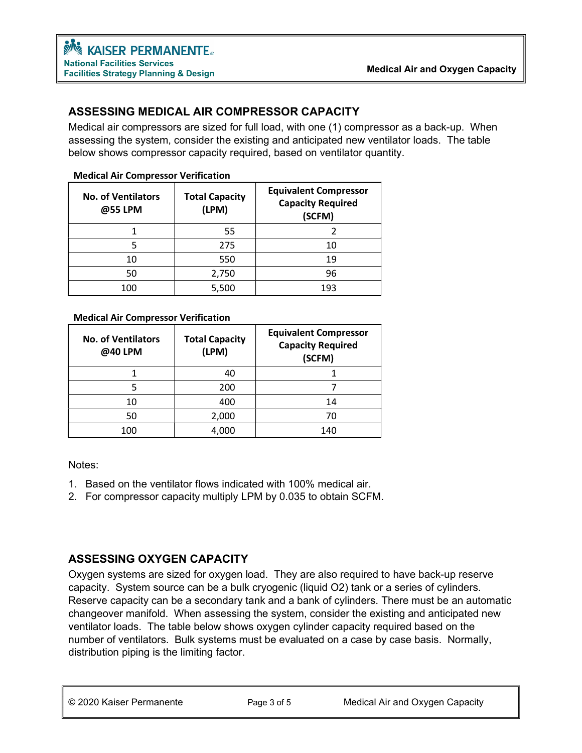## ASSESSING MEDICAL AIR COMPRESSOR CAPACITY

Medical air compressors are sized for full load, with one (1) compressor as a back-up. When assessing the system, consider the existing and anticipated new ventilator loads. The table below shows compressor capacity required, based on ventilator quantity.

**Medical Air Compressor Verification**

| No. of Ventilators @55 LPM | Total Capacity (LPM) | Equivalent Compressor Capacity Required (SCFM) |
|---|---|---|
| 1 | 55 | 2 |
| 5 | 275 | 10 |
| 10 | 550 | 19 |
| 50 | 2,750 | 96 |
| 100 | 5,500 | 193 |

**Medical Air Compressor Verification**

| No. of Ventilators @40 LPM | Total Capacity (LPM) | Equivalent Compressor Capacity Required (SCFM) |
|---|---|---|
| 1 | 40 | 1 |
| 5 | 200 | 7 |
| 10 | 400 | 14 |
| 50 | 2,000 | 70 |
| 100 | 4,000 | 140 |

Notes:

1. Based on the ventilator flows indicated with 100% medical air.
2. For compressor capacity multiply LPM by 0.035 to obtain SCFM.

## ASSESSING OXYGEN CAPACITY

Oxygen systems are sized for oxygen load. They are also required to have back-up reserve capacity. System source can be a bulk cryogenic (liquid $O_2$) tank or a series of cylinders. Reserve capacity can be a secondary tank and a bank of cylinders. There must be an automatic changeover manifold. When assessing the system, consider the existing and anticipated new ventilator loads. The table below shows oxygen cylinder capacity required based on the number of ventilators. Bulk systems must be evaluated on a case by case basis. Normally, distribution piping is the limiting factor.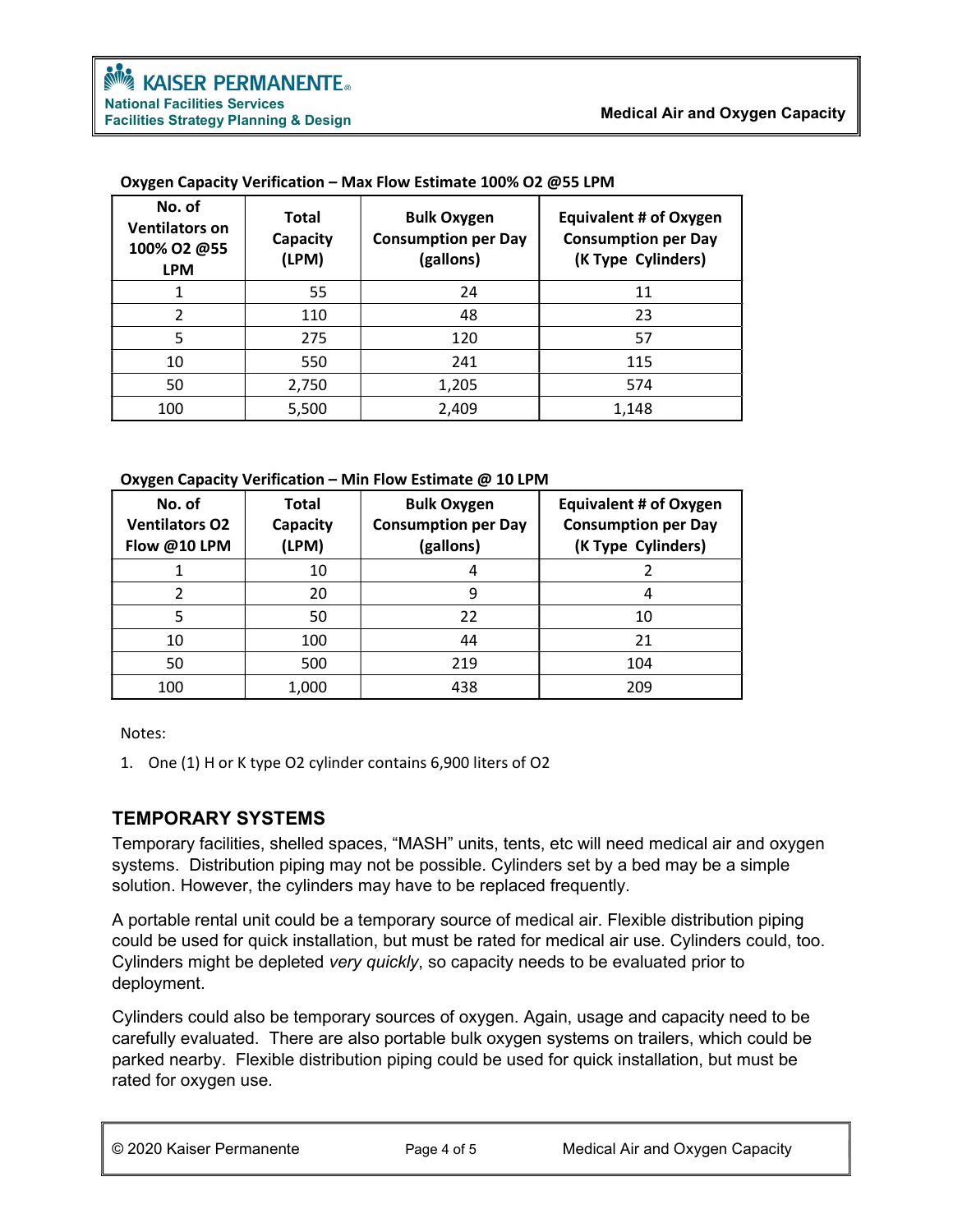**Oxygen Capacity Verification – Max Flow Estimate 100% O2 @55 LPM**

| No. of Ventilators on 100% O2 @55 LPM | Total Capacity (LPM) | Bulk Oxygen Consumption per Day (gallons) | Equivalent # of Oxygen Consumption per Day (K Type Cylinders) |
|---|---|---|---|
| 1 | 55 | 24 | 11 |
| 2 | 110 | 48 | 23 |
| 5 | 275 | 120 | 57 |
| 10 | 550 | 241 | 115 |
| 50 | 2,750 | 1,205 | 574 |
| 100 | 5,500 | 2,409 | 1,148 |

**Oxygen Capacity Verification – Min Flow Estimate @ 10 LPM**

| No. of Ventilators O2 Flow @10 LPM | Total Capacity (LPM) | Bulk Oxygen Consumption per Day (gallons) | Equivalent # of Oxygen Consumption per Day (K Type Cylinders) |
|---|---|---|---|
| 1 | 10 | 4 | 2 |
| 2 | 20 | 9 | 4 |
| 5 | 50 | 22 | 10 |
| 10 | 100 | 44 | 21 |
| 50 | 500 | 219 | 104 |
| 100 | 1,000 | 438 | 209 |

Notes:

1. One (1) H or K type O2 cylinder contains 6,900 liters of O2

## TEMPORARY SYSTEMS

Temporary facilities, shelled spaces, "MASH" units, tents, etc will need medical air and oxygen systems. Distribution piping may not be possible. Cylinders set by a bed may be a simple solution. However, the cylinders may have to be replaced frequently.

A portable rental unit could be a temporary source of medical air. Flexible distribution piping could be used for quick installation, but must be rated for medical air use. Cylinders could, too. Cylinders might be depleted *very quickly*, so capacity needs to be evaluated prior to deployment.

Cylinders could also be temporary sources of oxygen. Again, usage and capacity need to be carefully evaluated. There are also portable bulk oxygen systems on trailers, which could be parked nearby. Flexible distribution piping could be used for quick installation, but must be rated for oxygen use.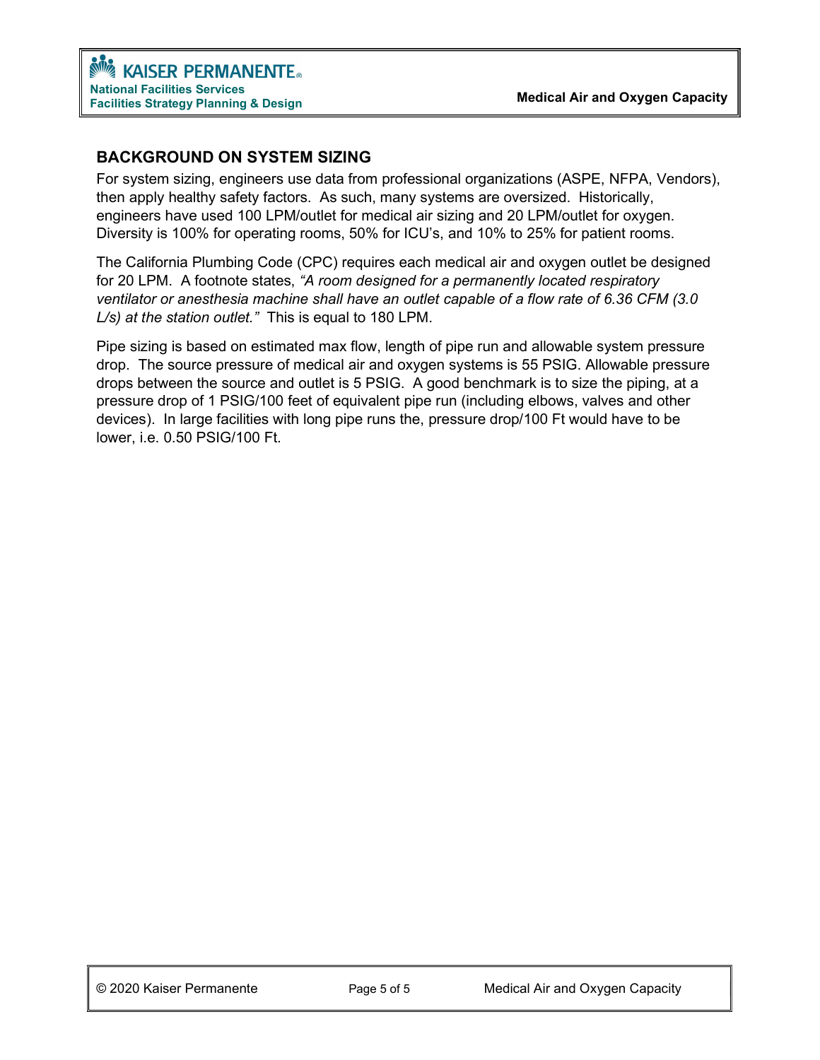## BACKGROUND ON SYSTEM SIZING

For system sizing, engineers use data from professional organizations (ASPE, NFPA, Vendors), then apply healthy safety factors. As such, many systems are oversized. Historically, engineers have used 100 LPM/outlet for medical air sizing and 20 LPM/outlet for oxygen. Diversity is 100% for operating rooms, 50% for ICU's, and 10% to 25% for patient rooms.

The California Plumbing Code (CPC) requires each medical air and oxygen outlet be designed for 20 LPM. A footnote states, *"A room designed for a permanently located respiratory ventilator or anesthesia machine shall have an outlet capable of a flow rate of 6.36 CFM (3.0 L/s) at the station outlet."* This is equal to 180 LPM.

Pipe sizing is based on estimated max flow, length of pipe run and allowable system pressure drop. The source pressure of medical air and oxygen systems is 55 PSIG. Allowable pressure drops between the source and outlet is 5 PSIG. A good benchmark is to size the piping, at a pressure drop of 1 PSIG/100 feet of equivalent pipe run (including elbows, valves and other devices). In large facilities with long pipe runs the, pressure drop/100 Ft would have to be lower, i.e. 0.50 PSIG/100 Ft.